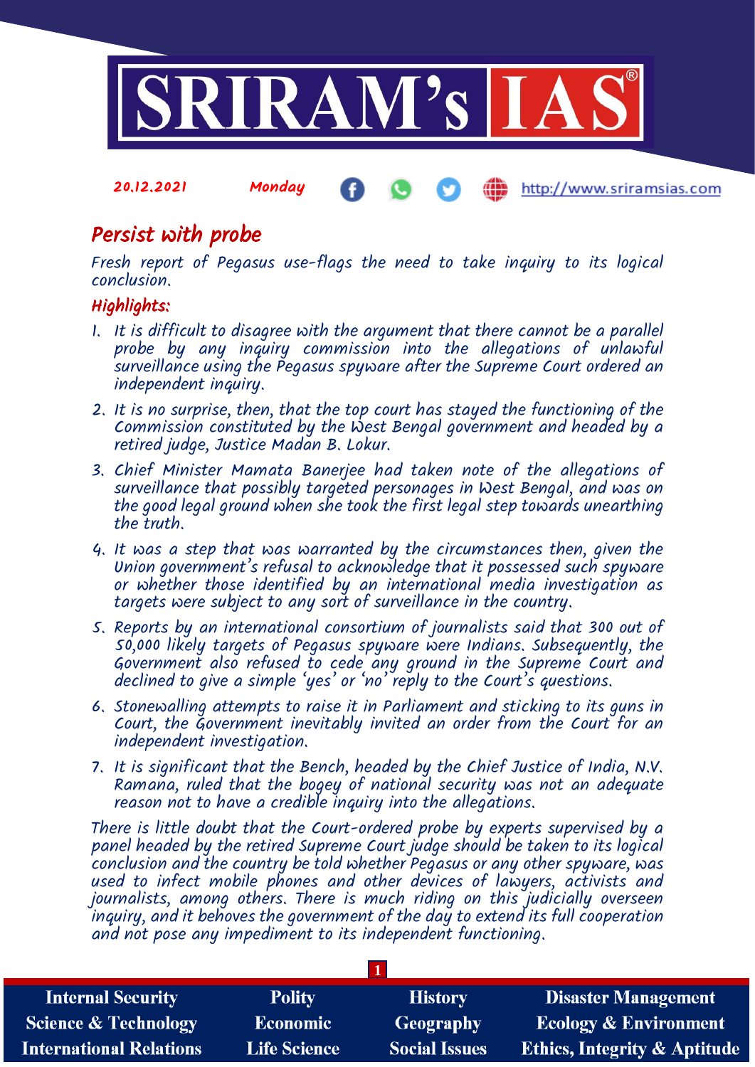20.12.2021 Monday http://www.sriramsias.com

# Persist with probe

*Fresh report of Pegasus use-flags the need to take inquiry to its logical conclusion.*

## Highlights:

1. It is difficult to disagree with the argument that there cannot be a parallel probe by any inquiry commission into the allegations of unlawful surveillance using the Pegasus spyware after the Supreme Court ordered an independent inquiry.
2. It is no surprise, then, that the top court has stayed the functioning of the Commission constituted by the West Bengal government and headed by a retired judge, Justice Madan B. Lokur.
3. Chief Minister Mamata Banerjee had taken note of the allegations of surveillance that possibly targeted personages in West Bengal, and was on the good legal ground when she took the first legal step towards unearthing the truth.
4. It was a step that was warranted by the circumstances then, given the Union government's refusal to acknowledge that it possessed such spyware or whether those identified by an international media investigation as targets were subject to any sort of surveillance in the country.
5. Reports by an international consortium of journalists said that 300 out of 50,000 likely targets of Pegasus spyware were Indians. Subsequently, the Government also refused to cede any ground in the Supreme Court and declined to give a simple 'yes' or 'no' reply to the Court's questions.
6. Stonewalling attempts to raise it in Parliament and sticking to its guns in Court, the Government inevitably invited an order from the Court for an independent investigation.
7. It is significant that the Bench, headed by the Chief Justice of India, N.V. Ramana, ruled that the bogey of national security was not an adequate reason not to have a credible inquiry into the allegations.

There is little doubt that the Court-ordered probe by experts supervised by a panel headed by the retired Supreme Court judge should be taken to its logical conclusion and the country be told whether Pegasus or any other spyware, was used to infect mobile phones and other devices of lawyers, activists and journalists, among others. There is much riding on this judicially overseen inquiry, and it behoves the government of the day to extend its full cooperation and not pose any impediment to its independent functioning.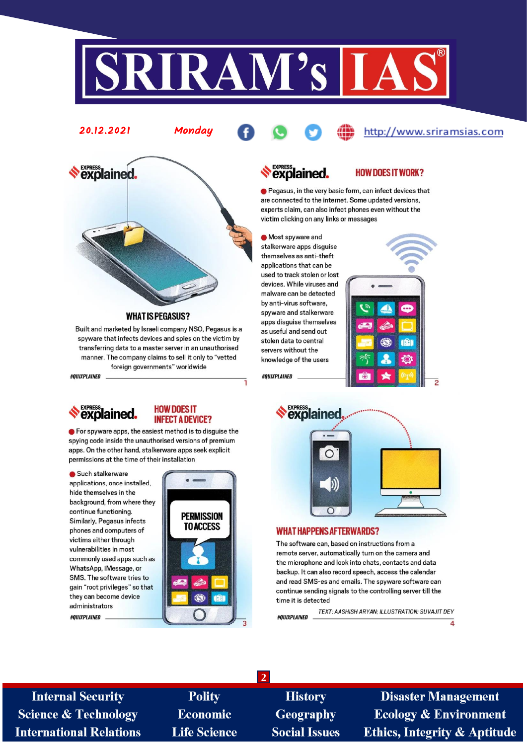20.12.2021 Monday http://www.sriramsias.com

## WHAT IS PEGASUS?

Built and marketed by Israeli company NSO, Pegasus is a spyware that infects devices and spies on the victim by transferring data to a master server in an unauthorised manner. The company claims to sell it only to "vetted foreign governments" worldwide

#QUIXPLAINED

## HOW DOES IT WORK?

- Pegasus, in the very basic form, can infect devices that are connected to the internet. Some updated versions, experts claim, can also infect phones even without the victim clicking on any links or messages
- Most spyware and stalkerware apps disguise themselves as anti-theft applications that can be used to track stolen or lost devices. While viruses and malware can be detected by anti-virus software, spyware and stalkerware apps disguise themselves as useful and send out stolen data to central servers without the knowledge of the users

#QUIXPLAINED

## HOW DOES IT INFECT A DEVICE?

- For spyware apps, the easiest method is to disguise the spying code inside the unauthorised versions of premium apps. On the other hand, stalkerware apps seek explicit permissions at the time of their installation
- Such stalkerware applications, once installed, hide themselves in the background, from where they continue functioning. Similarly, Pegasus infects phones and computers of victims either through vulnerabilities in most commonly used apps such as WhatsApp, iMessage, or SMS. The software tries to gain "root privileges" so that they can become device administrators

#QUIXPLAINED

## WHAT HAPPENS AFTERWARDS?

The software can, based on instructions from a remote server, automatically turn on the camera and the microphone and look into chats, contacts and data backup. It can also record speech, access the calendar and read SMS-es and emails. The spyware software can continue sending signals to the controlling server till the time it is detected

TEXT: AASHISH ARYAN; ILLUSTRATION: SUVAJIT DEY

#QUIXPLAINED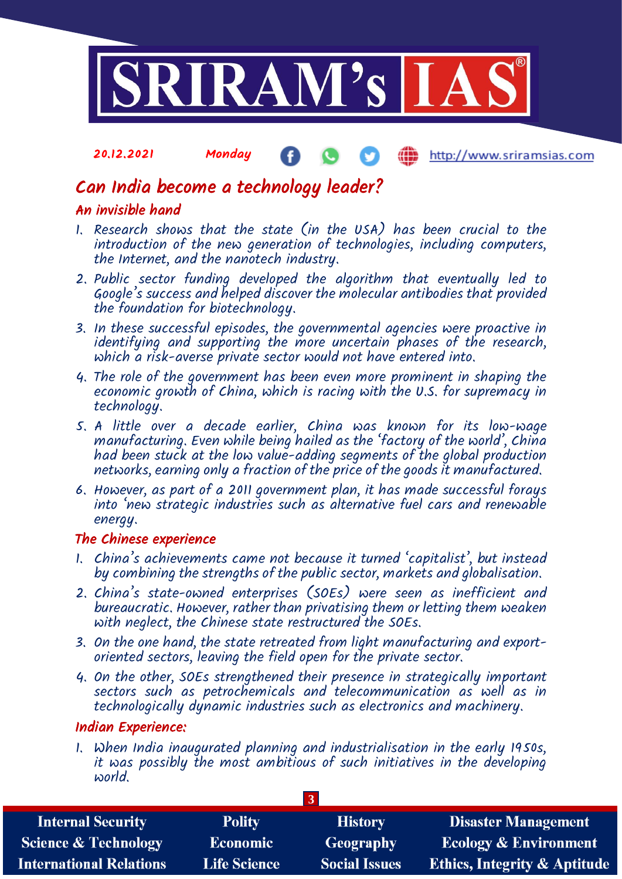## Can India become a technology leader?

### An invisible hand

1. Research shows that the state (in the USA) has been crucial to the introduction of the new generation of technologies, including computers, the Internet, and the nanotech industry.
2. Public sector funding developed the algorithm that eventually led to Google's success and helped discover the molecular antibodies that provided the foundation for biotechnology.
3. In these successful episodes, the governmental agencies were proactive in identifying and supporting the more uncertain phases of the research, which a risk-averse private sector would not have entered into.
4. The role of the government has been even more prominent in shaping the economic growth of China, which is racing with the U.S. for supremacy in technology.
5. A little over a decade earlier, China was known for its low-wage manufacturing. Even while being hailed as the 'factory of the world', China had been stuck at the low value-adding segments of the global production networks, earning only a fraction of the price of the goods it manufactured.
6. However, as part of a 2011 government plan, it has made successful forays into 'new strategic industries such as alternative fuel cars and renewable energy.

### The Chinese experience

1. China's achievements came not because it turned 'capitalist', but instead by combining the strengths of the public sector, markets and globalisation.
2. China's state-owned enterprises (SOEs) were seen as inefficient and bureaucratic. However, rather than privatising them or letting them weaken with neglect, the Chinese state restructured the SOEs.
3. On the one hand, the state retreated from light manufacturing and export-oriented sectors, leaving the field open for the private sector.
4. On the other, SOEs strengthened their presence in strategically important sectors such as petrochemicals and telecommunication as well as in technologically dynamic industries such as electronics and machinery.

### Indian Experience:

1. When India inaugurated planning and industrialisation in the early 1950s, it was possibly the most ambitious of such initiatives in the developing world.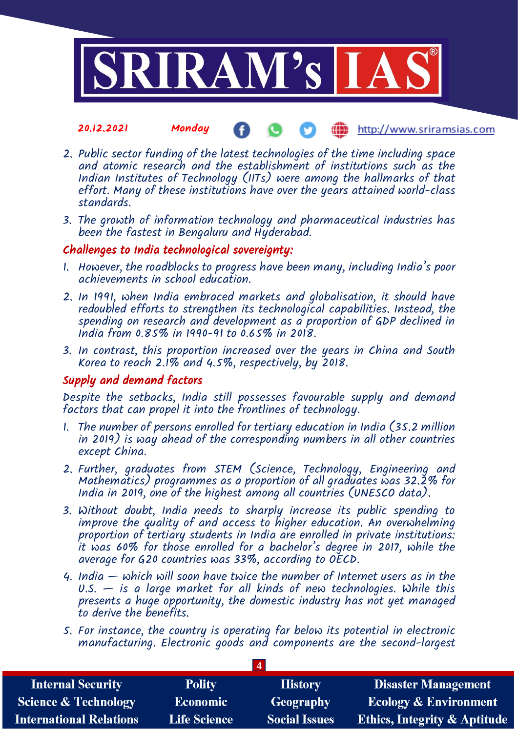2. Public sector funding of the latest technologies of the time including space and atomic research and the establishment of institutions such as the Indian Institutes of Technology (IITs) were among the hallmarks of that effort. Many of these institutions have over the years attained world-class standards.
3. The growth of information technology and pharmaceutical industries has been the fastest in Bengaluru and Hyderabad.

## Challenges to India technological sovereignty:

1. However, the roadblocks to progress have been many, including India's poor achievements in school education.
2. In 1991, when India embraced markets and globalisation, it should have redoubled efforts to strengthen its technological capabilities. Instead, the spending on research and development as a proportion of GDP declined in India from 0.85% in 1990-91 to 0.65% in 2018.
3. In contrast, this proportion increased over the years in China and South Korea to reach 2.1% and 4.5%, respectively, by 2018.

## Supply and demand factors

Despite the setbacks, India still possesses favourable supply and demand factors that can propel it into the frontlines of technology.

1. The number of persons enrolled for tertiary education in India (35.2 million in 2019) is way ahead of the corresponding numbers in all other countries except China.
2. Further, graduates from STEM (Science, Technology, Engineering and Mathematics) programmes as a proportion of all graduates was 32.2% for India in 2019, one of the highest among all countries (UNESCO data).
3. Without doubt, India needs to sharply increase its public spending to improve the quality of and access to higher education. An overwhelming proportion of tertiary students in India are enrolled in private institutions: it was 60% for those enrolled for a bachelor's degree in 2017, while the average for G20 countries was 33%, according to OECD.
4. India — which will soon have twice the number of Internet users as in the U.S. — is a large market for all kinds of new technologies. While this presents a huge opportunity, the domestic industry has not yet managed to derive the benefits.
5. For instance, the country is operating far below its potential in electronic manufacturing. Electronic goods and components are the second-largest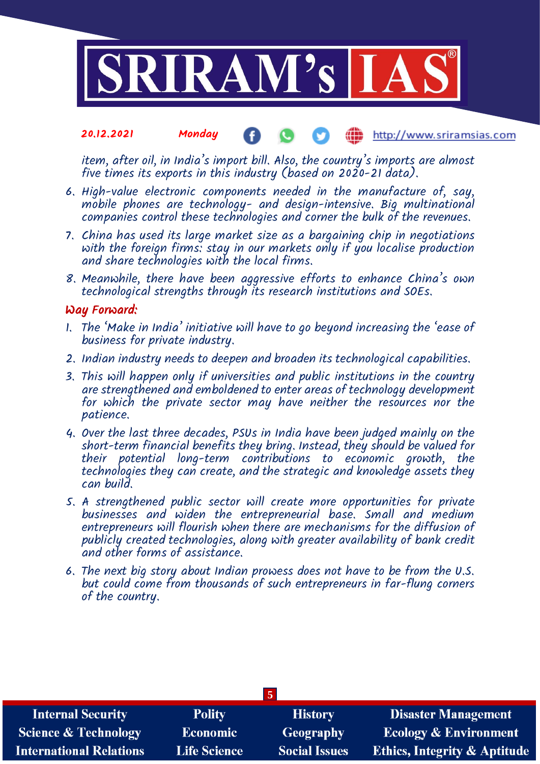item, after oil, in India's import bill. Also, the country's imports are almost five times its exports in this industry (based on 2020-21 data).

6. High-value electronic components needed in the manufacture of, say, mobile phones are technology- and design-intensive. Big multinational companies control these technologies and corner the bulk of the revenues.
7. China has used its large market size as a bargaining chip in negotiations with the foreign firms: stay in our markets only if you localise production and share technologies with the local firms.
8. Meanwhile, there have been aggressive efforts to enhance China's own technological strengths through its research institutions and SOEs.

## Way Forward:

1. The 'Make in India' initiative will have to go beyond increasing the 'ease of business for private industry.
2. Indian industry needs to deepen and broaden its technological capabilities.
3. This will happen only if universities and public institutions in the country are strengthened and emboldened to enter areas of technology development for which the private sector may have neither the resources nor the patience.
4. Over the last three decades, PSUs in India have been judged mainly on the short-term financial benefits they bring. Instead, they should be valued for their potential long-term contributions to economic growth, the technologies they can create, and the strategic and knowledge assets they can build.
5. A strengthened public sector will create more opportunities for private businesses and widen the entrepreneurial base. Small and medium entrepreneurs will flourish when there are mechanisms for the diffusion of publicly created technologies, along with greater availability of bank credit and other forms of assistance.
6. The next big story about Indian prowess does not have to be from the U.S. but could come from thousands of such entrepreneurs in far-flung corners of the country.